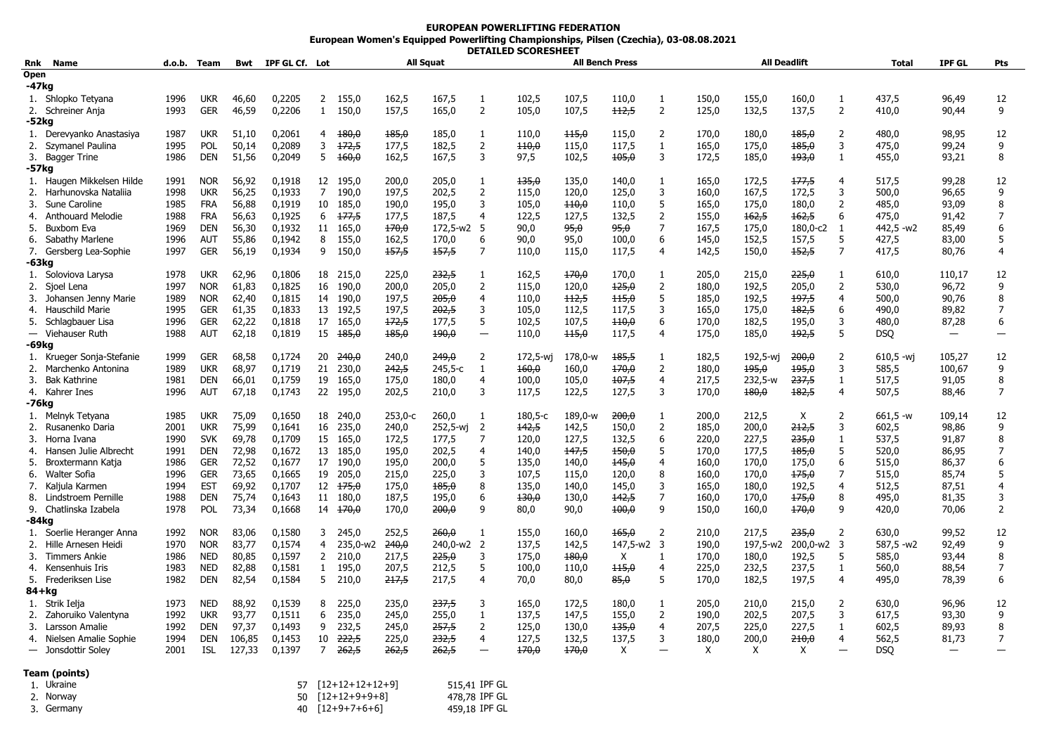# EUROPEAN POWERLIFTING FEDERATION

## European Women's Equipped Powerlifting Championships, Pilsen (Czechia), 03-08.08.2021

### DETAILED SCORESHEET

| Rnk | Name | d.o.b. | Team | Bwt | IPF GL Cf. | Lot | All Squat | | | | All Bench Press | | | | All Deadlift | | | | Total | IPF GL | Pts |
|---|---|---|---|---|---|---|---|---|---|---|---|---|---|---|---|---|---|---|---|---|---|
| **Open** | | | | | | | | | | | | | | | | | | | | | |
| **-47kg** | | | | | | | | | | | | | | | | | | | | | |
| 1. | Shlopko Tetyana | 1996 | UKR | 46,60 | 0,2205 | 2 | 155,0 | 162,5 | 167,5 | 1 | 102,5 | 107,5 | 110,0 | 1 | 150,0 | 155,0 | 160,0 | 1 | 437,5 | 96,49 | 12 |
| 2. | Schreiner Anja | 1993 | GER | 46,59 | 0,2206 | 1 | 150,0 | 157,5 | 165,0 | 2 | 105,0 | 107,5 | ~~112,5~~ | 2 | 125,0 | 132,5 | 137,5 | 2 | 410,0 | 90,44 | 9 |
| **-52kg** | | | | | | | | | | | | | | | | | | | | | |
| 1. | Derevyanko Anastasiya | 1987 | UKR | 51,10 | 0,2061 | 4 | ~~180,0~~ | ~~185,0~~ | 185,0 | 1 | 110,0 | ~~115,0~~ | 115,0 | 2 | 170,0 | 180,0 | ~~185,0~~ | 2 | 480,0 | 98,95 | 12 |
| 2. | Szymanel Paulina | 1995 | POL | 50,14 | 0,2089 | 3 | ~~172,5~~ | 177,5 | 182,5 | 2 | ~~110,0~~ | 115,0 | 117,5 | 1 | 165,0 | 175,0 | ~~185,0~~ | 3 | 475,0 | 99,24 | 9 |
| 3. | Bagger Trine | 1986 | DEN | 51,56 | 0,2049 | 5 | ~~160,0~~ | 162,5 | 167,5 | 3 | 97,5 | 102,5 | ~~105,0~~ | 3 | 172,5 | 185,0 | ~~193,0~~ | 1 | 455,0 | 93,21 | 8 |
| **-57kg** | | | | | | | | | | | | | | | | | | | | | |
| 1. | Haugen Mikkelsen Hilde | 1991 | NOR | 56,92 | 0,1918 | 12 | 195,0 | 200,0 | 205,0 | 1 | ~~135,0~~ | 135,0 | 140,0 | 1 | 165,0 | 172,5 | ~~177,5~~ | 4 | 517,5 | 99,28 | 12 |
| 2. | Harhunovska Nataliia | 1998 | UKR | 56,25 | 0,1933 | 7 | 190,0 | 197,5 | 202,5 | 2 | 115,0 | 120,0 | 125,0 | 3 | 160,0 | 167,5 | 172,5 | 3 | 500,0 | 96,65 | 9 |
| 3. | Sune Caroline | 1985 | FRA | 56,88 | 0,1919 | 10 | 185,0 | 190,0 | 195,0 | 3 | 105,0 | ~~110,0~~ | 110,0 | 5 | 165,0 | 175,0 | 180,0 | 2 | 485,0 | 93,09 | 8 |
| 4. | Anthouard Melodie | 1988 | FRA | 56,63 | 0,1925 | 6 | ~~177,5~~ | 177,5 | 187,5 | 4 | 122,5 | 127,5 | 132,5 | 2 | 155,0 | ~~162,5~~ | ~~162,5~~ | 6 | 475,0 | 91,42 | 7 |
| 5. | Buxbom Eva | 1969 | DEN | 56,30 | 0,1932 | 11 | 165,0 | ~~170,0~~ | 172,5-w2 | 5 | 90,0 | ~~95,0~~ | ~~95,0~~ | 7 | 167,5 | 175,0 | 180,0-c2 | 1 | 442,5 -w2 | 85,49 | 6 |
| 6. | Sabathy Marlene | 1996 | AUT | 55,86 | 0,1942 | 8 | 155,0 | 162,5 | 170,0 | 6 | 90,0 | 95,0 | 100,0 | 6 | 145,0 | 152,5 | 157,5 | 5 | 427,5 | 83,00 | 5 |
| 7. | Gersberg Lea-Sophie | 1997 | GER | 56,19 | 0,1934 | 9 | 150,0 | ~~157,5~~ | ~~157,5~~ | 7 | 110,0 | 115,0 | 117,5 | 4 | 142,5 | 150,0 | ~~152,5~~ | 7 | 417,5 | 80,76 | 4 |
| **-63kg** | | | | | | | | | | | | | | | | | | | | | |
| 1. | Soloviova Larysa | 1978 | UKR | 62,96 | 0,1806 | 18 | 215,0 | 225,0 | ~~232,5~~ | 1 | 162,5 | ~~170,0~~ | 170,0 | 1 | 205,0 | 215,0 | ~~225,0~~ | 1 | 610,0 | 110,17 | 12 |
| 2. | Sjoel Lena | 1997 | NOR | 61,83 | 0,1825 | 16 | 190,0 | 200,0 | 205,0 | 2 | 115,0 | 120,0 | ~~125,0~~ | 2 | 180,0 | 192,5 | 205,0 | 2 | 530,0 | 96,72 | 9 |
| 3. | Johansen Jenny Marie | 1989 | NOR | 62,40 | 0,1815 | 14 | 190,0 | 197,5 | ~~205,0~~ | 4 | 110,0 | ~~112,5~~ | ~~115,0~~ | 5 | 185,0 | 192,5 | ~~197,5~~ | 4 | 500,0 | 90,76 | 8 |
| 4. | Hauschild Marie | 1995 | GER | 61,35 | 0,1833 | 13 | 192,5 | 197,5 | ~~202,5~~ | 3 | 105,0 | 112,5 | 117,5 | 3 | 165,0 | 175,0 | ~~182,5~~ | 6 | 490,0 | 89,82 | 7 |
| 5. | Schlagbauer Lisa | 1996 | GER | 62,22 | 0,1818 | 17 | 165,0 | ~~172,5~~ | 177,5 | 5 | 102,5 | 107,5 | ~~110,0~~ | 6 | 170,0 | 182,5 | 195,0 | 3 | 480,0 | 87,28 | 6 |
| — | Viehauser Ruth | 1988 | AUT | 62,18 | 0,1819 | 15 | ~~185,0~~ | ~~185,0~~ | ~~190,0~~ | — | 110,0 | ~~115,0~~ | 117,5 | 4 | 175,0 | 185,0 | ~~192,5~~ | 5 | DSQ | — | — |
| **-69kg** | | | | | | | | | | | | | | | | | | | | | |
| 1. | Krueger Sonja-Stefanie | 1999 | GER | 68,58 | 0,1724 | 20 | ~~240,0~~ | 240,0 | ~~249,0~~ | 2 | 172,5-wj | 178,0-w | ~~185,5~~ | 1 | 182,5 | 192,5-wj | ~~200,0~~ | 2 | 610,5 -wj | 105,27 | 12 |
| 2. | Marchenko Antonina | 1989 | UKR | 68,97 | 0,1719 | 21 | 230,0 | ~~242,5~~ | 245,5-c | 1 | ~~160,0~~ | 160,0 | ~~170,0~~ | 2 | 180,0 | ~~195,0~~ | ~~195,0~~ | 3 | 585,5 | 100,67 | 9 |
| 3. | Bak Kathrine | 1981 | DEN | 66,01 | 0,1759 | 19 | 165,0 | 175,0 | 180,0 | 4 | 100,0 | 105,0 | ~~107,5~~ | 4 | 217,5 | 232,5-w | ~~237,5~~ | 1 | 517,5 | 91,05 | 8 |
| 4. | Kahrer Ines | 1996 | AUT | 67,18 | 0,1743 | 22 | 195,0 | 202,5 | 210,0 | 3 | 117,5 | 122,5 | 127,5 | 3 | 170,0 | ~~180,0~~ | ~~182,5~~ | 4 | 507,5 | 88,46 | 7 |
| **-76kg** | | | | | | | | | | | | | | | | | | | | | |
| 1. | Melnyk Tetyana | 1985 | UKR | 75,09 | 0,1650 | 18 | 240,0 | 253,0-c | 260,0 | 1 | 180,5-c | 189,0-w | ~~200,0~~ | 1 | 200,0 | 212,5 | X | 2 | 661,5 -w | 109,14 | 12 |
| 2. | Rusanenko Daria | 2001 | UKR | 75,99 | 0,1641 | 16 | 235,0 | 240,0 | 252,5-wj | 2 | ~~142,5~~ | 142,5 | 150,0 | 2 | 185,0 | 200,0 | ~~212,5~~ | 3 | 602,5 | 98,86 | 9 |
| 3. | Horna Ivana | 1990 | SVK | 69,78 | 0,1709 | 15 | 165,0 | 172,5 | 177,5 | 7 | 120,0 | 127,5 | 132,5 | 6 | 220,0 | 227,5 | ~~235,0~~ | 1 | 537,5 | 91,87 | 8 |
| 4. | Hansen Julie Albrecht | 1991 | DEN | 72,98 | 0,1672 | 13 | 185,0 | 195,0 | 202,5 | 4 | 140,0 | ~~147,5~~ | ~~150,0~~ | 5 | 170,0 | 177,5 | ~~185,0~~ | 5 | 520,0 | 86,95 | 7 |
| 5. | Broxtermann Katja | 1986 | GER | 72,52 | 0,1677 | 17 | 190,0 | 195,0 | 200,0 | 5 | 135,0 | 140,0 | ~~145,0~~ | 4 | 160,0 | 170,0 | 175,0 | 6 | 515,0 | 86,37 | 6 |
| 6. | Walter Sofia | 1996 | GER | 73,65 | 0,1665 | 19 | 205,0 | 215,0 | 225,0 | 3 | 107,5 | 115,0 | 120,0 | 8 | 160,0 | 170,0 | ~~175,0~~ | 7 | 515,0 | 85,74 | 5 |
| 7. | Kaljula Karmen | 1994 | EST | 69,92 | 0,1707 | 12 | ~~175,0~~ | 175,0 | ~~185,0~~ | 8 | 135,0 | 140,0 | 145,0 | 3 | 165,0 | 180,0 | 192,5 | 4 | 512,5 | 87,51 | 4 |
| 8. | Lindstroem Pernille | 1988 | DEN | 75,74 | 0,1643 | 11 | 180,0 | 187,5 | 195,0 | 6 | ~~130,0~~ | 130,0 | ~~142,5~~ | 7 | 160,0 | 170,0 | ~~175,0~~ | 8 | 495,0 | 81,35 | 3 |
| 9. | Chatlinska Izabela | 1978 | POL | 73,34 | 0,1668 | 14 | ~~170,0~~ | 170,0 | ~~200,0~~ | 9 | 80,0 | 90,0 | ~~100,0~~ | 9 | 150,0 | 160,0 | ~~170,0~~ | 9 | 420,0 | 70,06 | 2 |
| **-84kg** | | | | | | | | | | | | | | | | | | | | | |
| 1. | Soerlie Heranger Anna | 1992 | NOR | 83,06 | 0,1580 | 3 | 245,0 | 252,5 | ~~260,0~~ | 1 | 155,0 | 160,0 | ~~165,0~~ | 2 | 210,0 | 217,5 | ~~235,0~~ | 2 | 630,0 | 99,52 | 12 |
| 2. | Hille Arnesen Heidi | 1970 | NOR | 83,77 | 0,1574 | 4 | 235,0-w2 | ~~240,0~~ | 240,0-w2 | 2 | 137,5 | 142,5 | 147,5-w2 | 3 | 190,0 | 197,5-w2 | 200,0-w2 | 3 | 587,5 -w2 | 92,49 | 9 |
| 3. | Timmers Ankie | 1986 | NED | 80,85 | 0,1597 | 2 | 210,0 | 217,5 | ~~225,0~~ | 3 | 175,0 | ~~180,0~~ | X | 1 | 170,0 | 180,0 | 192,5 | 5 | 585,0 | 93,44 | 8 |
| 4. | Kensenhuis Iris | 1983 | NED | 82,88 | 0,1581 | 1 | 195,0 | 207,5 | 212,5 | 5 | 100,0 | 110,0 | ~~115,0~~ | 4 | 225,0 | 232,5 | 237,5 | 1 | 560,0 | 88,54 | 7 |
| 5. | Frederiksen Lise | 1982 | DEN | 82,54 | 0,1584 | 5 | 210,0 | ~~217,5~~ | 217,5 | 4 | 70,0 | 80,0 | ~~85,0~~ | 5 | 170,0 | 182,5 | 197,5 | 4 | 495,0 | 78,39 | 6 |
| **84+kg** | | | | | | | | | | | | | | | | | | | | | |
| 1. | Strik Ielja | 1973 | NED | 88,92 | 0,1539 | 8 | 225,0 | 235,0 | ~~237,5~~ | 3 | 165,0 | 172,5 | 180,0 | 1 | 205,0 | 210,0 | 215,0 | 2 | 630,0 | 96,96 | 12 |
| 2. | Zahoruiko Valentyna | 1992 | UKR | 93,77 | 0,1511 | 6 | 235,0 | 245,0 | 255,0 | 1 | 137,5 | 147,5 | 155,0 | 2 | 190,0 | 202,5 | 207,5 | 3 | 617,5 | 93,30 | 9 |
| 3. | Larsson Amalie | 1992 | DEN | 97,37 | 0,1493 | 9 | 232,5 | 245,0 | ~~257,5~~ | 2 | 125,0 | 130,0 | ~~135,0~~ | 4 | 207,5 | 225,0 | 227,5 | 1 | 602,5 | 89,93 | 8 |
| 4. | Nielsen Amalie Sophie | 1994 | DEN | 106,85 | 0,1453 | 10 | ~~222,5~~ | 225,0 | ~~232,5~~ | 4 | 127,5 | 132,5 | 137,5 | 3 | 180,0 | 200,0 | ~~210,0~~ | 4 | 562,5 | 81,73 | 7 |
| — | Jonsdottir Soley | 2001 | ISL | 127,33 | 0,1397 | 7 | ~~262,5~~ | ~~262,5~~ | ~~262,5~~ | — | ~~170,0~~ | ~~170,0~~ | X | — | X | X | X | — | DSQ | — | — |

**Team (points)**

| Rnk | Team | Pts | Breakdown | IPF GL |
|---|---|---|---|---|
| 1. | Ukraine | 57 | [12+12+12+12+9] | 515,41 IPF GL |
| 2. | Norway | 50 | [12+12+9+9+8] | 478,78 IPF GL |
| 3. | Germany | 40 | [12+9+7+6+6] | 459,18 IPF GL |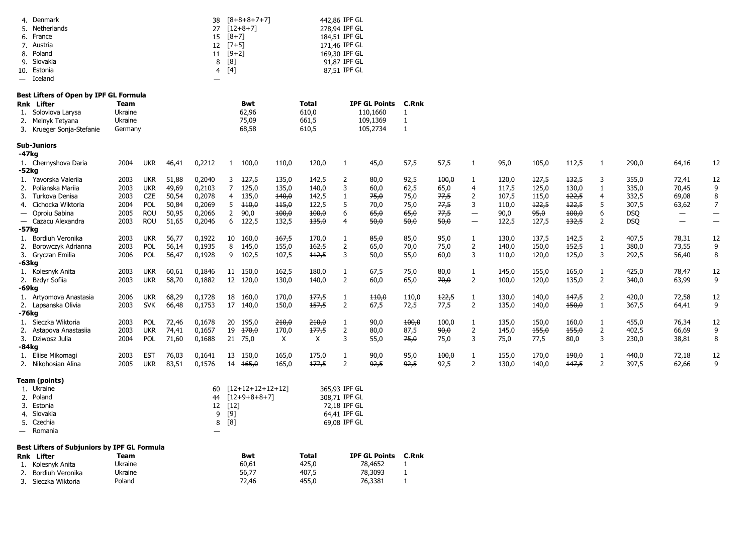| | | | |
|---|---|---|---|
| 4. Denmark | 38 | [8+8+8+7+7] | 442,86 IPF GL |
| 5. Netherlands | 27 | [12+8+7] | 278,94 IPF GL |
| 6. France | 15 | [8+7] | 184,51 IPF GL |
| 7. Austria | 12 | [7+5] | 171,46 IPF GL |
| 8. Poland | 11 | [9+2] | 169,30 IPF GL |
| 9. Slovakia | 8 | [8] | 91,87 IPF GL |
| 10. Estonia | 4 | [4] | 87,51 IPF GL |
| — Iceland | — | | |

**Best Lifters of Open by IPF GL Formula**

| Rnk | Lifter | Team | Bwt | Total | IPF GL Points | C.Rnk |
|---|---|---|---|---|---|---|
| 1. | Soloviova Larysa | Ukraine | 62,96 | 610,0 | 110,1660 | 1 |
| 2. | Melnyk Tetyana | Ukraine | 75,09 | 661,5 | 109,1369 | 1 |
| 3. | Krueger Sonja-Stefanie | Germany | 68,58 | 610,5 | 105,2734 | 1 |

**Sub-Juniors**

| | Lifter | Year | Team | Bwt | Coef | Lot | SQ1 | SQ2 | SQ3 | Rnk | BP1 | BP2 | BP3 | Rnk | DL1 | DL2 | DL3 | Rnk | Total | IPF GL | Pts |
|---|---|---|---|---|---|---|---|---|---|---|---|---|---|---|---|---|---|---|---|---|---|
| **-47kg** | | | | | | | | | | | | | | | | | | | | | |
| 1. | Chernyshova Daria | 2004 | UKR | 46,41 | 0,2212 | 1 | 100,0 | 110,0 | 120,0 | 1 | 45,0 | ~~57,5~~ | 57,5 | 1 | 95,0 | 105,0 | 112,5 | 1 | 290,0 | 64,16 | 12 |
| **-52kg** | | | | | | | | | | | | | | | | | | | | | |
| 1. | Yavorska Valeriia | 2003 | UKR | 51,88 | 0,2040 | 3 | ~~127,5~~ | 135,0 | 142,5 | 2 | 80,0 | 92,5 | ~~100,0~~ | 1 | 120,0 | ~~127,5~~ | ~~132,5~~ | 3 | 355,0 | 72,41 | 12 |
| 2. | Polianska Mariia | 2003 | UKR | 49,69 | 0,2103 | 7 | 125,0 | 135,0 | 140,0 | 3 | 60,0 | 62,5 | 65,0 | 4 | 117,5 | 125,0 | 130,0 | 1 | 335,0 | 70,45 | 9 |
| 3. | Turkova Denisa | 2003 | CZE | 50,54 | 0,2078 | 4 | 135,0 | ~~140,0~~ | 142,5 | 1 | ~~75,0~~ | 75,0 | ~~77,5~~ | 2 | 107,5 | 115,0 | ~~122,5~~ | 4 | 332,5 | 69,08 | 8 |
| 4. | Cichocka Wiktoria | 2004 | POL | 50,84 | 0,2069 | 5 | ~~110,0~~ | ~~115,0~~ | 122,5 | 5 | 70,0 | 75,0 | ~~77,5~~ | 3 | 110,0 | ~~122,5~~ | ~~122,5~~ | 5 | 307,5 | 63,62 | 7 |
| — | Oproiu Sabina | 2005 | ROU | 50,95 | 0,2066 | 2 | 90,0 | ~~100,0~~ | ~~100,0~~ | 6 | ~~65,0~~ | ~~65,0~~ | ~~77,5~~ | — | 90,0 | ~~95,0~~ | ~~100,0~~ | 6 | DSQ | — | — |
| — | Cazacu Alexandra | 2003 | ROU | 51,65 | 0,2046 | 6 | 122,5 | 132,5 | ~~135,0~~ | 4 | ~~50,0~~ | ~~50,0~~ | ~~50,0~~ | — | 122,5 | 127,5 | ~~132,5~~ | 2 | DSQ | — | — |
| **-57kg** | | | | | | | | | | | | | | | | | | | | | |
| 1. | Bordiuh Veronika | 2003 | UKR | 56,77 | 0,1922 | 10 | 160,0 | ~~167,5~~ | 170,0 | 1 | ~~85,0~~ | 85,0 | 95,0 | 1 | 130,0 | 137,5 | 142,5 | 2 | 407,5 | 78,31 | 12 |
| 2. | Borowczyk Adrianna | 2003 | POL | 56,14 | 0,1935 | 8 | 145,0 | 155,0 | ~~162,5~~ | 2 | 65,0 | 70,0 | 75,0 | 2 | 140,0 | 150,0 | ~~152,5~~ | 1 | 380,0 | 73,55 | 9 |
| 3. | Gryczan Emilia | 2006 | POL | 56,47 | 0,1928 | 9 | 102,5 | 107,5 | ~~112,5~~ | 3 | 50,0 | 55,0 | 60,0 | 3 | 110,0 | 120,0 | 125,0 | 3 | 292,5 | 56,40 | 8 |
| **-63kg** | | | | | | | | | | | | | | | | | | | | | |
| 1. | Kolesnyk Anita | 2003 | UKR | 60,61 | 0,1846 | 11 | 150,0 | 162,5 | 180,0 | 1 | 67,5 | 75,0 | 80,0 | 1 | 145,0 | 155,0 | 165,0 | 1 | 425,0 | 78,47 | 12 |
| 2. | Bzdyr Sofiia | 2003 | UKR | 58,70 | 0,1882 | 12 | 120,0 | 130,0 | 140,0 | 2 | 60,0 | 65,0 | ~~70,0~~ | 2 | 100,0 | 120,0 | 135,0 | 2 | 340,0 | 63,99 | 9 |
| **-69kg** | | | | | | | | | | | | | | | | | | | | | |
| 1. | Artyomova Anastasia | 2006 | UKR | 68,29 | 0,1728 | 18 | 160,0 | 170,0 | ~~177,5~~ | 1 | ~~110,0~~ | 110,0 | ~~122,5~~ | 1 | 130,0 | 140,0 | ~~147,5~~ | 2 | 420,0 | 72,58 | 12 |
| 2. | Lapsanska Olivia | 2003 | SVK | 66,48 | 0,1753 | 17 | 140,0 | 150,0 | ~~157,5~~ | 2 | 67,5 | 72,5 | 77,5 | 2 | 135,0 | 140,0 | ~~150,0~~ | 1 | 367,5 | 64,41 | 9 |
| **-76kg** | | | | | | | | | | | | | | | | | | | | | |
| 1. | Sieczka Wiktoria | 2003 | POL | 72,46 | 0,1678 | 20 | 195,0 | ~~210,0~~ | ~~210,0~~ | 1 | 90,0 | ~~100,0~~ | 100,0 | 1 | 135,0 | 150,0 | 160,0 | 1 | 455,0 | 76,34 | 12 |
| 2. | Astapova Anastasiia | 2003 | UKR | 74,41 | 0,1657 | 19 | ~~170,0~~ | 170,0 | ~~177,5~~ | 2 | 80,0 | 87,5 | ~~90,0~~ | 2 | 145,0 | ~~155,0~~ | ~~155,0~~ | 2 | 402,5 | 66,69 | 9 |
| 3. | Dziwosz Julia | 2004 | POL | 71,60 | 0,1688 | 21 | 75,0 | X | X | 3 | 55,0 | ~~75,0~~ | 75,0 | 3 | 75,0 | 77,5 | 80,0 | 3 | 230,0 | 38,81 | 8 |
| **-84kg** | | | | | | | | | | | | | | | | | | | | | |
| 1. | Eliise Mikomagi | 2003 | EST | 76,03 | 0,1641 | 13 | 150,0 | 165,0 | 175,0 | 1 | 90,0 | 95,0 | ~~100,0~~ | 1 | 155,0 | 170,0 | ~~190,0~~ | 1 | 440,0 | 72,18 | 12 |
| 2. | Nikohosian Alina | 2005 | UKR | 83,51 | 0,1576 | 14 | ~~165,0~~ | 165,0 | ~~177,5~~ | 2 | ~~92,5~~ | ~~92,5~~ | 92,5 | 2 | 130,0 | 140,0 | ~~147,5~~ | 2 | 397,5 | 62,66 | 9 |

**Team (points)**

| | | | |
|---|---|---|---|
| 1. Ukraine | 60 | [12+12+12+12+12] | 365,93 IPF GL |
| 2. Poland | 44 | [12+9+8+8+7] | 308,71 IPF GL |
| 3. Estonia | 12 | [12] | 72,18 IPF GL |
| 4. Slovakia | 9 | [9] | 64,41 IPF GL |
| 5. Czechia | 8 | [8] | 69,08 IPF GL |
| — Romania | — | | |

**Best Lifters of Subjuniors by IPF GL Formula**

| Rnk | Lifter | Team | Bwt | Total | IPF GL Points | C.Rnk |
|---|---|---|---|---|---|---|
| 1. | Kolesnyk Anita | Ukraine | 60,61 | 425,0 | 78,4652 | 1 |
| 2. | Bordiuh Veronika | Ukraine | 56,77 | 407,5 | 78,3093 | 1 |
| 3. | Sieczka Wiktoria | Poland | 72,46 | 455,0 | 76,3381 | 1 |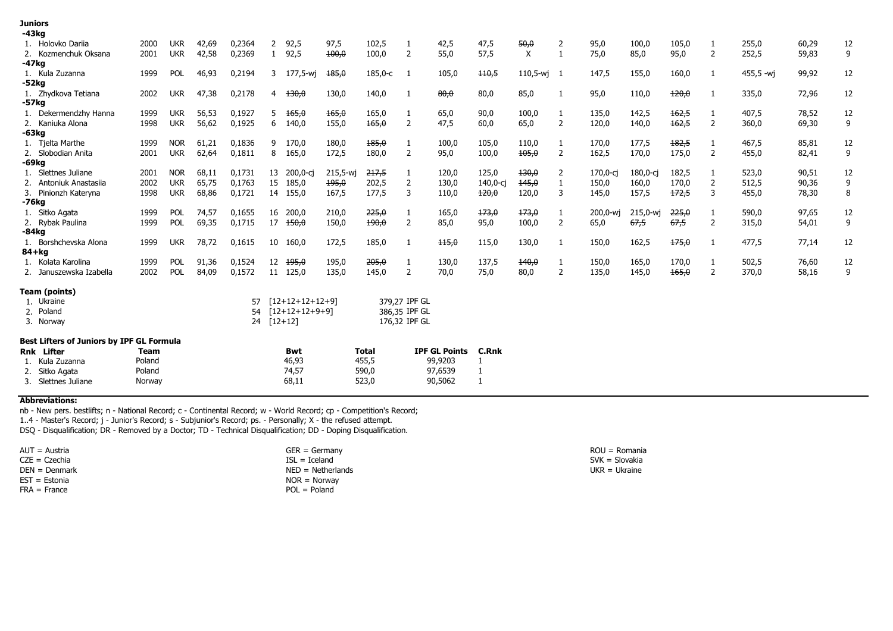**Juniors**

| | | | | | | | | | | | | | | | | | | | | |
|---|---|---|---|---|---|---|---|---|---|---|---|---|---|---|---|---|---|---|---|---|
| **-43kg** | | | | | | | | | | | | | | | | | | | | |
| 1. Holovko Dariia | 2000 | UKR | 42,69 | 0,2364 | 2 | 92,5 | 97,5 | 102,5 | 1 | 42,5 | 47,5 | ~~50,0~~ | 2 | 95,0 | 100,0 | 105,0 | 1 | 255,0 | 60,29 | 12 |
| 2. Kozmenchuk Oksana | 2001 | UKR | 42,58 | 0,2369 | 1 | 92,5 | ~~100,0~~ | 100,0 | 2 | 55,0 | 57,5 | X | 1 | 75,0 | 85,0 | 95,0 | 2 | 252,5 | 59,83 | 9 |
| **-47kg** | | | | | | | | | | | | | | | | | | | | |
| 1. Kula Zuzanna | 1999 | POL | 46,93 | 0,2194 | 3 | 177,5-wj | ~~185,0~~ | 185,0-c | 1 | 105,0 | ~~110,5~~ | 110,5-wj | 1 | 147,5 | 155,0 | 160,0 | 1 | 455,5 -wj | 99,92 | 12 |
| **-52kg** | | | | | | | | | | | | | | | | | | | | |
| 1. Zhydkova Tetiana | 2002 | UKR | 47,38 | 0,2178 | 4 | ~~130,0~~ | 130,0 | 140,0 | 1 | ~~80,0~~ | 80,0 | 85,0 | 1 | 95,0 | 110,0 | ~~120,0~~ | 1 | 335,0 | 72,96 | 12 |
| **-57kg** | | | | | | | | | | | | | | | | | | | | |
| 1. Dekermendzhy Hanna | 1999 | UKR | 56,53 | 0,1927 | 5 | ~~165,0~~ | ~~165,0~~ | 165,0 | 1 | 65,0 | 90,0 | 100,0 | 1 | 135,0 | 142,5 | ~~162,5~~ | 1 | 407,5 | 78,52 | 12 |
| 2. Kaniuka Alona | 1998 | UKR | 56,62 | 0,1925 | 6 | 140,0 | 155,0 | ~~165,0~~ | 2 | 47,5 | 60,0 | 65,0 | 2 | 120,0 | 140,0 | ~~162,5~~ | 2 | 360,0 | 69,30 | 9 |
| **-63kg** | | | | | | | | | | | | | | | | | | | | |
| 1. Tjelta Marthe | 1999 | NOR | 61,21 | 0,1836 | 9 | 170,0 | 180,0 | ~~185,0~~ | 1 | 100,0 | 105,0 | 110,0 | 1 | 170,0 | 177,5 | ~~182,5~~ | 1 | 467,5 | 85,81 | 12 |
| 2. Slobodian Anita | 2001 | UKR | 62,64 | 0,1811 | 8 | 165,0 | 172,5 | 180,0 | 2 | 95,0 | 100,0 | ~~105,0~~ | 2 | 162,5 | 170,0 | 175,0 | 2 | 455,0 | 82,41 | 9 |
| **-69kg** | | | | | | | | | | | | | | | | | | | | |
| 1. Slettnes Juliane | 2001 | NOR | 68,11 | 0,1731 | 13 | 200,0-cj | 215,5-wj | ~~217,5~~ | 1 | 120,0 | 125,0 | ~~130,0~~ | 2 | 170,0-cj | 180,0-cj | 182,5 | 1 | 523,0 | 90,51 | 12 |
| 2. Antoniuk Anastasiia | 2002 | UKR | 65,75 | 0,1763 | 15 | 185,0 | ~~195,0~~ | 202,5 | 2 | 130,0 | 140,0-cj | ~~145,0~~ | 1 | 150,0 | 160,0 | 170,0 | 2 | 512,5 | 90,36 | 9 |
| 3. Pinionzh Kateryna | 1998 | UKR | 68,86 | 0,1721 | 14 | 155,0 | 167,5 | 177,5 | 3 | 110,0 | ~~120,0~~ | 120,0 | 3 | 145,0 | 157,5 | ~~172,5~~ | 3 | 455,0 | 78,30 | 8 |
| **-76kg** | | | | | | | | | | | | | | | | | | | | |
| 1. Sitko Agata | 1999 | POL | 74,57 | 0,1655 | 16 | 200,0 | 210,0 | ~~225,0~~ | 1 | 165,0 | ~~173,0~~ | ~~173,0~~ | 1 | 200,0-wj | 215,0-wj | ~~225,0~~ | 1 | 590,0 | 97,65 | 12 |
| 2. Rybak Paulina | 1999 | POL | 69,35 | 0,1715 | 17 | ~~150,0~~ | 150,0 | ~~190,0~~ | 2 | 85,0 | 95,0 | 100,0 | 2 | 65,0 | ~~67,5~~ | ~~67,5~~ | 2 | 315,0 | 54,01 | 9 |
| **-84kg** | | | | | | | | | | | | | | | | | | | | |
| 1. Borshchevska Alona | 1999 | UKR | 78,72 | 0,1615 | 10 | 160,0 | 172,5 | 185,0 | 1 | ~~115,0~~ | 115,0 | 130,0 | 1 | 150,0 | 162,5 | ~~175,0~~ | 1 | 477,5 | 77,14 | 12 |
| **84+kg** | | | | | | | | | | | | | | | | | | | | |
| 1. Kolata Karolina | 1999 | POL | 91,36 | 0,1524 | 12 | ~~195,0~~ | 195,0 | ~~205,0~~ | 1 | 130,0 | 137,5 | ~~140,0~~ | 1 | 150,0 | 165,0 | 170,0 | 1 | 502,5 | 76,60 | 12 |
| 2. Januszewska Izabella | 2002 | POL | 84,09 | 0,1572 | 11 | 125,0 | 135,0 | 145,0 | 2 | 70,0 | 75,0 | 80,0 | 2 | 135,0 | 145,0 | ~~165,0~~ | 2 | 370,0 | 58,16 | 9 |

**Team (points)**

| | | | |
|---|---|---|---|
| 1. Ukraine | 57 | [12+12+12+12+9] | 379,27 IPF GL |
| 2. Poland | 54 | [12+12+12+9+9] | 386,35 IPF GL |
| 3. Norway | 24 | [12+12] | 176,32 IPF GL |

**Best Lifters of Juniors by IPF GL Formula**

| Rnk Lifter | Team | Bwt | Total | IPF GL Points | C.Rnk |
|---|---|---|---|---|---|
| 1. Kula Zuzanna | Poland | 46,93 | 455,5 | 99,9203 | 1 |
| 2. Sitko Agata | Poland | 74,57 | 590,0 | 97,6539 | 1 |
| 3. Slettnes Juliane | Norway | 68,11 | 523,0 | 90,5062 | 1 |

**Abbreviations:**

nb - New pers. bestlifts; n - National Record; c - Continental Record; w - World Record; cp - Competition's Record;
1..4 - Master's Record; j - Junior's Record; s - Subjunior's Record; ps. - Personally; X - the refused attempt.
DSQ - Disqualification; DR - Removed by a Doctor; TD - Technical Disqualification; DD - Doping Disqualification.

AUT = Austria
CZE = Czechia
DEN = Denmark
EST = Estonia
FRA = France
GER = Germany
ISL = Iceland
NED = Netherlands
NOR = Norway
POL = Poland
ROU = Romania
SVK = Slovakia
UKR = Ukraine